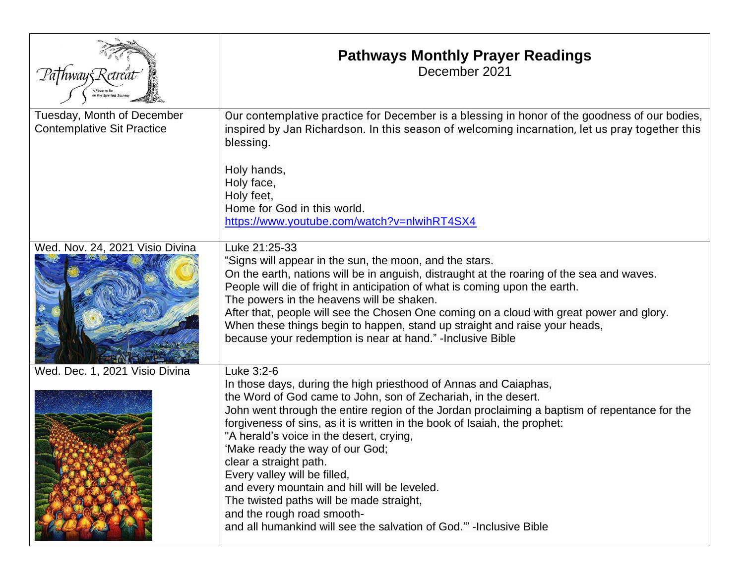| Pathways Retreat — A Place to Be on the Spiritual Journey | **Pathways Monthly Prayer Readings**<br>December 2021 |
| --- | --- |
| Tuesday, Month of December<br>Contemplative Sit Practice | Our contemplative practice for December is a blessing in honor of the goodness of our bodies, inspired by Jan Richardson. In this season of welcoming incarnation, let us pray together this blessing.<br><br>Holy hands,<br>Holy face,<br>Holy feet,<br>Home for God in this world.<br>https://www.youtube.com/watch?v=nlwihRT4SX4 |
| Wed. Nov. 24, 2021 Visio Divina | Luke 21:25-33<br>"Signs will appear in the sun, the moon, and the stars.<br>On the earth, nations will be in anguish, distraught at the roaring of the sea and waves.<br>People will die of fright in anticipation of what is coming upon the earth.<br>The powers in the heavens will be shaken.<br>After that, people will see the Chosen One coming on a cloud with great power and glory.<br>When these things begin to happen, stand up straight and raise your heads,<br>because your redemption is near at hand." -Inclusive Bible |
| Wed. Dec. 1, 2021 Visio Divina | Luke 3:2-6<br>In those days, during the high priesthood of Annas and Caiaphas,<br>the Word of God came to John, son of Zechariah, in the desert.<br>John went through the entire region of the Jordan proclaiming a baptism of repentance for the forgiveness of sins, as it is written in the book of Isaiah, the prophet:<br>"A herald's voice in the desert, crying,<br>'Make ready the way of our God;<br>clear a straight path.<br>Every valley will be filled,<br>and every mountain and hill will be leveled.<br>The twisted paths will be made straight,<br>and the rough road smooth-<br>and all humankind will see the salvation of God.'" -Inclusive Bible |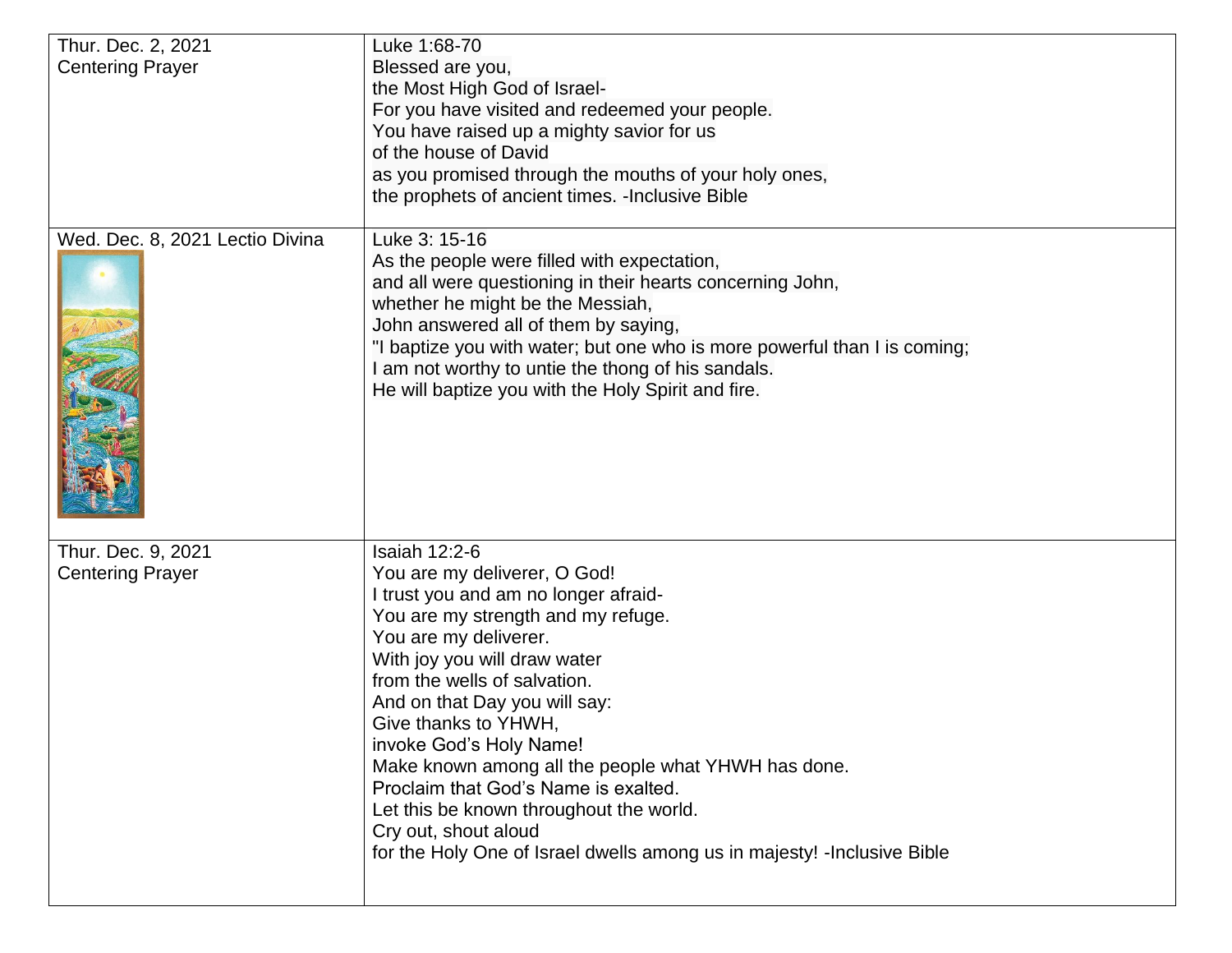| | |
|---|---|
| Thur. Dec. 2, 2021<br>Centering Prayer | Luke 1:68-70<br>Blessed are you,<br>the Most High God of Israel-<br>For you have visited and redeemed your people.<br>You have raised up a mighty savior for us<br>of the house of David<br>as you promised through the mouths of your holy ones,<br>the prophets of ancient times. -Inclusive Bible |
| Wed. Dec. 8, 2021 Lectio Divina | Luke 3: 15-16<br>As the people were filled with expectation,<br>and all were questioning in their hearts concerning John,<br>whether he might be the Messiah,<br>John answered all of them by saying,<br>"I baptize you with water; but one who is more powerful than I is coming;<br>I am not worthy to untie the thong of his sandals.<br>He will baptize you with the Holy Spirit and fire. |
| Thur. Dec. 9, 2021<br>Centering Prayer | Isaiah 12:2-6<br>You are my deliverer, O God!<br>I trust you and am no longer afraid-<br>You are my strength and my refuge.<br>You are my deliverer.<br>With joy you will draw water<br>from the wells of salvation.<br>And on that Day you will say:<br>Give thanks to YHWH,<br>invoke God's Holy Name!<br>Make known among all the people what YHWH has done.<br>Proclaim that God's Name is exalted.<br>Let this be known throughout the world.<br>Cry out, shout aloud<br>for the Holy One of Israel dwells among us in majesty! -Inclusive Bible |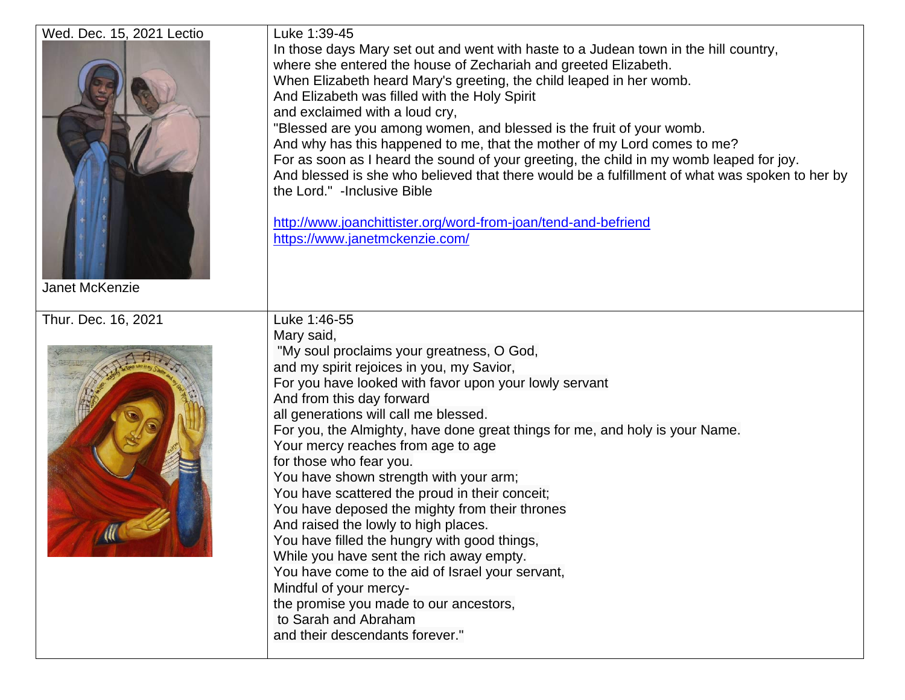| | |
|---|---|
| Wed. Dec. 15, 2021 Lectio<br><br>Janet McKenzie | Luke 1:39-45<br>In those days Mary set out and went with haste to a Judean town in the hill country,<br>where she entered the house of Zechariah and greeted Elizabeth.<br>When Elizabeth heard Mary's greeting, the child leaped in her womb.<br>And Elizabeth was filled with the Holy Spirit<br>and exclaimed with a loud cry,<br>"Blessed are you among women, and blessed is the fruit of your womb.<br>And why has this happened to me, that the mother of my Lord comes to me?<br>For as soon as I heard the sound of your greeting, the child in my womb leaped for joy.<br>And blessed is she who believed that there would be a fulfillment of what was spoken to her by the Lord." -Inclusive Bible<br><br>http://www.joanchittister.org/word-from-joan/tend-and-befriend<br>https://www.janetmckenzie.com/ |
| Thur. Dec. 16, 2021 | Luke 1:46-55<br>Mary said,<br>"My soul proclaims your greatness, O God,<br>and my spirit rejoices in you, my Savior,<br>For you have looked with favor upon your lowly servant<br>And from this day forward<br>all generations will call me blessed.<br>For you, the Almighty, have done great things for me, and holy is your Name.<br>Your mercy reaches from age to age<br>for those who fear you.<br>You have shown strength with your arm;<br>You have scattered the proud in their conceit;<br>You have deposed the mighty from their thrones<br>And raised the lowly to high places.<br>You have filled the hungry with good things,<br>While you have sent the rich away empty.<br>You have come to the aid of Israel your servant,<br>Mindful of your mercy-<br>the promise you made to our ancestors,<br>to Sarah and Abraham<br>and their descendants forever." |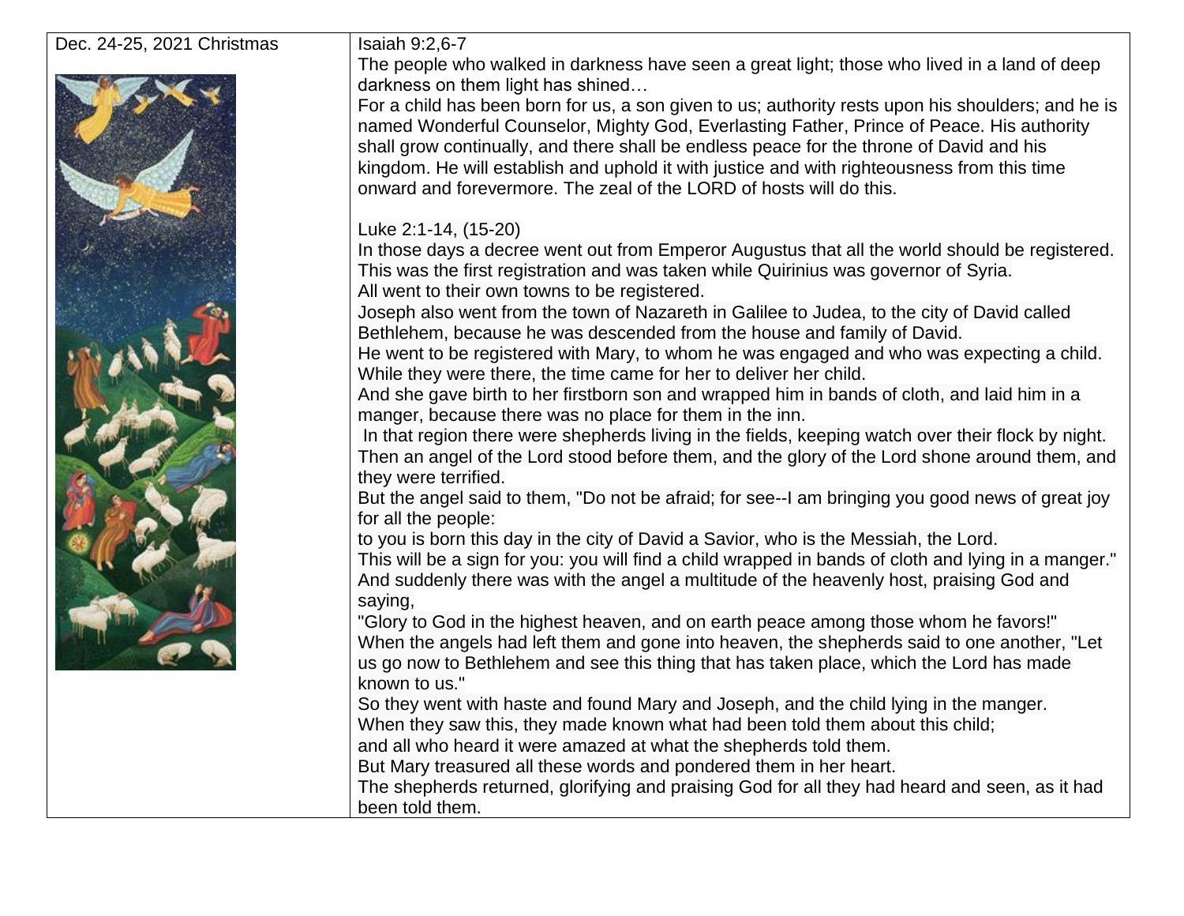| | |
|---|---|
| Dec. 24-25, 2021 Christmas | Isaiah 9:2,6-7<br>The people who walked in darkness have seen a great light; those who lived in a land of deep darkness on them light has shined…<br>For a child has been born for us, a son given to us; authority rests upon his shoulders; and he is named Wonderful Counselor, Mighty God, Everlasting Father, Prince of Peace. His authority shall grow continually, and there shall be endless peace for the throne of David and his kingdom. He will establish and uphold it with justice and with righteousness from this time onward and forevermore. The zeal of the LORD of hosts will do this.<br><br>Luke 2:1-14, (15-20)<br>In those days a decree went out from Emperor Augustus that all the world should be registered. This was the first registration and was taken while Quirinius was governor of Syria.<br>All went to their own towns to be registered.<br>Joseph also went from the town of Nazareth in Galilee to Judea, to the city of David called Bethlehem, because he was descended from the house and family of David.<br>He went to be registered with Mary, to whom he was engaged and who was expecting a child. While they were there, the time came for her to deliver her child.<br>And she gave birth to her firstborn son and wrapped him in bands of cloth, and laid him in a manger, because there was no place for them in the inn.<br>In that region there were shepherds living in the fields, keeping watch over their flock by night. Then an angel of the Lord stood before them, and the glory of the Lord shone around them, and they were terrified.<br>But the angel said to them, "Do not be afraid; for see--I am bringing you good news of great joy for all the people:<br>to you is born this day in the city of David a Savior, who is the Messiah, the Lord.<br>This will be a sign for you: you will find a child wrapped in bands of cloth and lying in a manger."<br>And suddenly there was with the angel a multitude of the heavenly host, praising God and saying,<br>"Glory to God in the highest heaven, and on earth peace among those whom he favors!"<br>When the angels had left them and gone into heaven, the shepherds said to one another, "Let us go now to Bethlehem and see this thing that has taken place, which the Lord has made known to us."<br>So they went with haste and found Mary and Joseph, and the child lying in the manger.<br>When they saw this, they made known what had been told them about this child;<br>and all who heard it were amazed at what the shepherds told them.<br>But Mary treasured all these words and pondered them in her heart.<br>The shepherds returned, glorifying and praising God for all they had heard and seen, as it had been told them. |